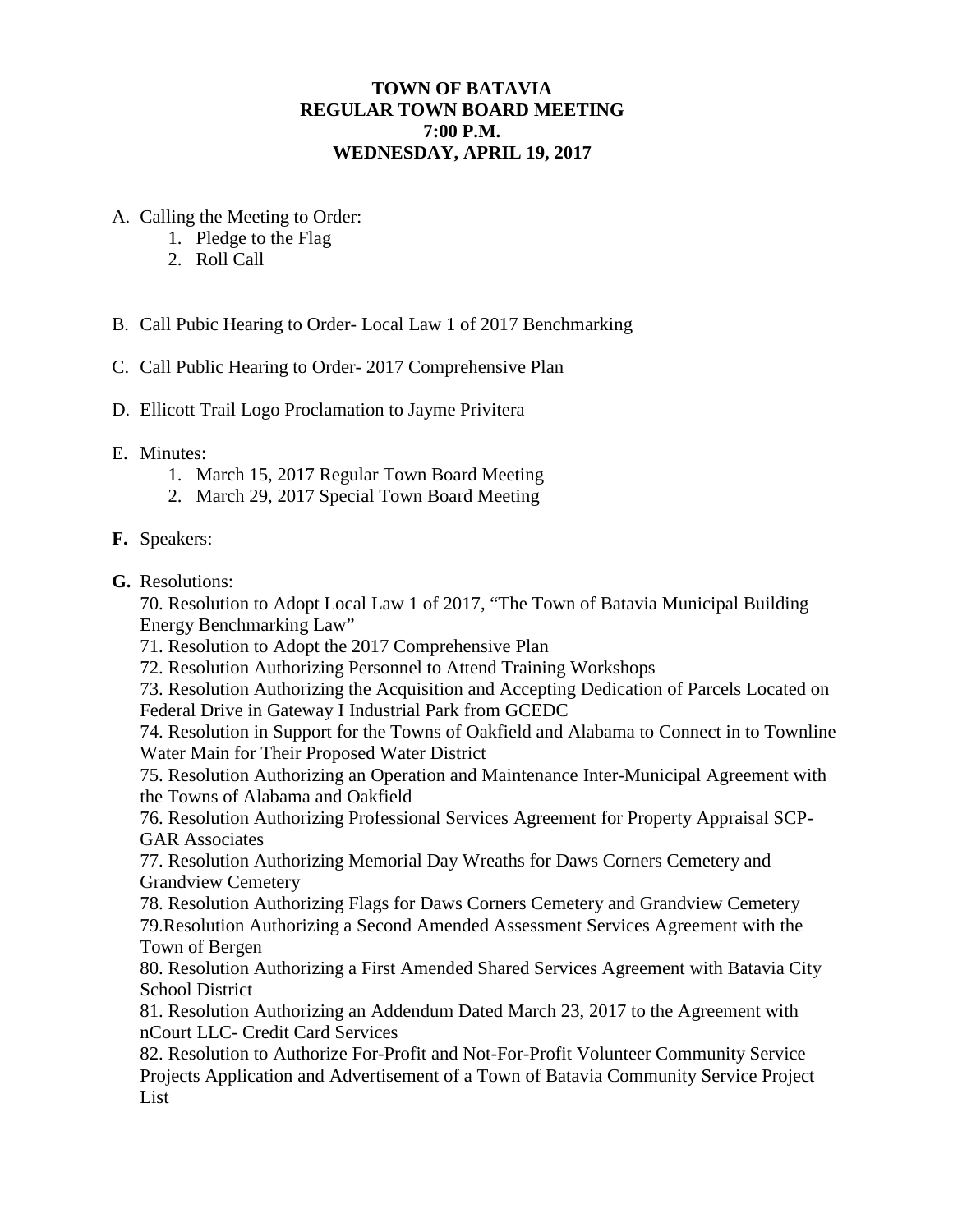**TOWN OF BATAVIA**
**REGULAR TOWN BOARD MEETING**
**7:00 P.M.**
**WEDNESDAY, APRIL 19, 2017**

A. Calling the Meeting to Order:
   1. Pledge to the Flag
   2. Roll Call

B. Call Pubic Hearing to Order- Local Law 1 of 2017 Benchmarking

C. Call Public Hearing to Order- 2017 Comprehensive Plan

D. Ellicott Trail Logo Proclamation to Jayme Privitera

E. Minutes:
   1. March 15, 2017 Regular Town Board Meeting
   2. March 29, 2017 Special Town Board Meeting

**F.** Speakers:

**G.** Resolutions:

70. Resolution to Adopt Local Law 1 of 2017, "The Town of Batavia Municipal Building Energy Benchmarking Law"
71. Resolution to Adopt the 2017 Comprehensive Plan
72. Resolution Authorizing Personnel to Attend Training Workshops
73. Resolution Authorizing the Acquisition and Accepting Dedication of Parcels Located on Federal Drive in Gateway I Industrial Park from GCEDC
74. Resolution in Support for the Towns of Oakfield and Alabama to Connect in to Townline Water Main for Their Proposed Water District
75. Resolution Authorizing an Operation and Maintenance Inter-Municipal Agreement with the Towns of Alabama and Oakfield
76. Resolution Authorizing Professional Services Agreement for Property Appraisal SCP-GAR Associates
77. Resolution Authorizing Memorial Day Wreaths for Daws Corners Cemetery and Grandview Cemetery
78. Resolution Authorizing Flags for Daws Corners Cemetery and Grandview Cemetery
79.Resolution Authorizing a Second Amended Assessment Services Agreement with the Town of Bergen
80. Resolution Authorizing a First Amended Shared Services Agreement with Batavia City School District
81. Resolution Authorizing an Addendum Dated March 23, 2017 to the Agreement with nCourt LLC- Credit Card Services
82. Resolution to Authorize For-Profit and Not-For-Profit Volunteer Community Service Projects Application and Advertisement of a Town of Batavia Community Service Project List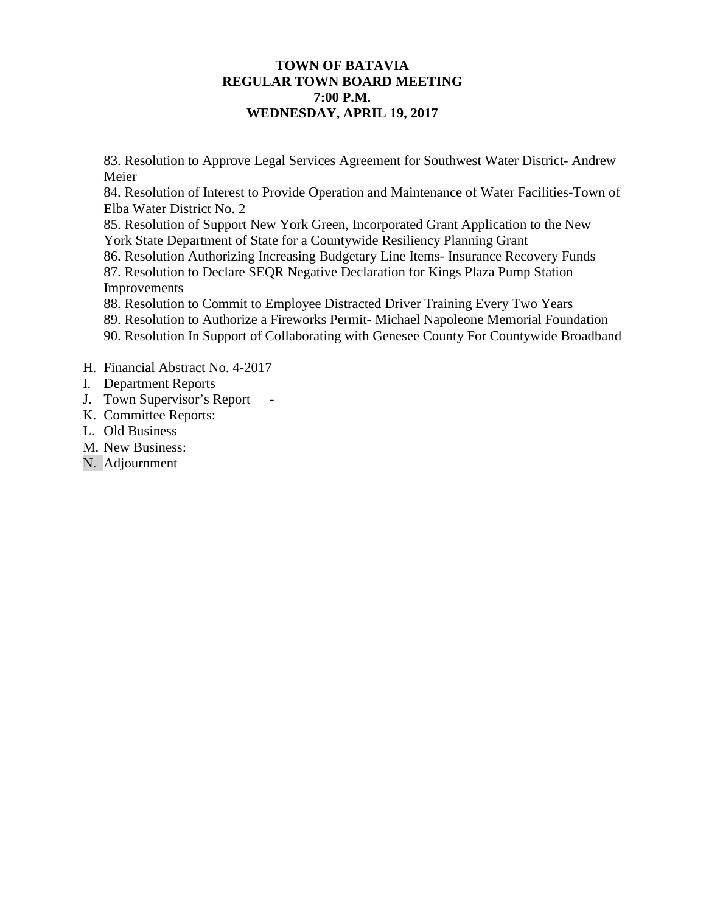**TOWN OF BATAVIA**
**REGULAR TOWN BOARD MEETING**
**7:00 P.M.**
**WEDNESDAY, APRIL 19, 2017**

83. Resolution to Approve Legal Services Agreement for Southwest Water District- Andrew Meier
84. Resolution of Interest to Provide Operation and Maintenance of Water Facilities-Town of Elba Water District No. 2
85. Resolution of Support New York Green, Incorporated Grant Application to the New York State Department of State for a Countywide Resiliency Planning Grant
86. Resolution Authorizing Increasing Budgetary Line Items- Insurance Recovery Funds
87. Resolution to Declare SEQR Negative Declaration for Kings Plaza Pump Station Improvements
88. Resolution to Commit to Employee Distracted Driver Training Every Two Years
89. Resolution to Authorize a Fireworks Permit- Michael Napoleone Memorial Foundation
90. Resolution In Support of Collaborating with Genesee County For Countywide Broadband

H. Financial Abstract No. 4-2017
I. Department Reports
J. Town Supervisor's Report -
K. Committee Reports:
L. Old Business
M. New Business:
N. Adjournment